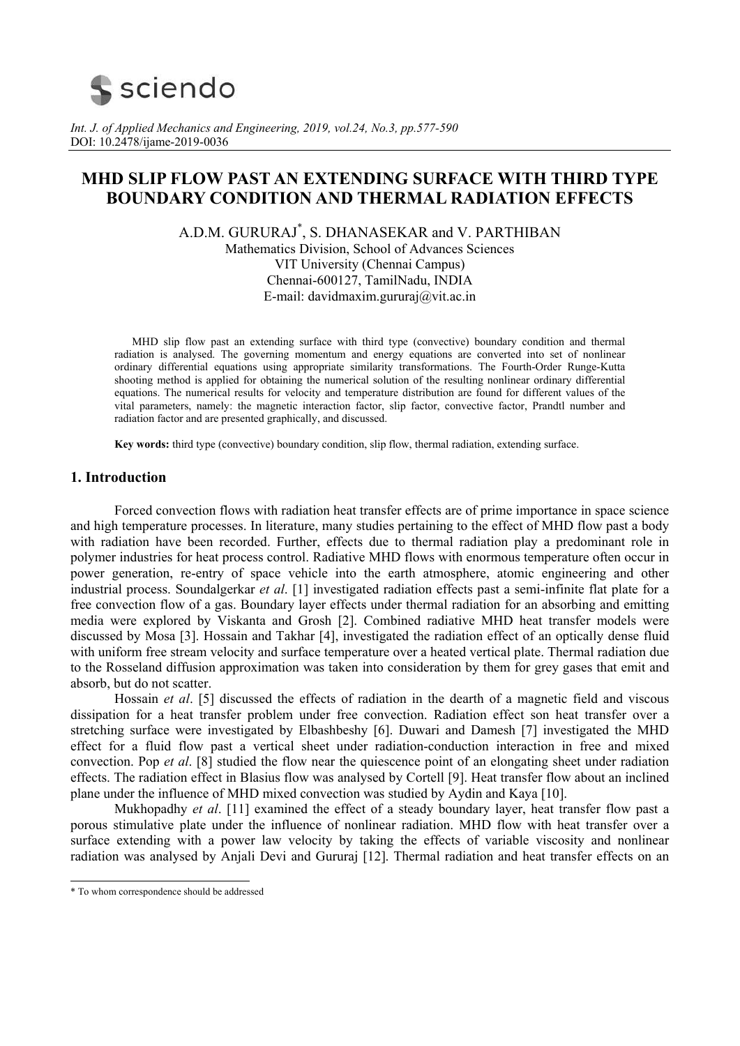sciendo

*Int. J. of Applied Mechanics and Engineering, 2019, vol.24, No.3, pp.577-590*
DOI: 10.2478/ijame-2019-0036

# MHD SLIP FLOW PAST AN EXTENDING SURFACE WITH THIRD TYPE BOUNDARY CONDITION AND THERMAL RADIATION EFFECTS

A.D.M. GURURAJ*, S. DHANASEKAR and V. PARTHIBAN
Mathematics Division, School of Advances Sciences
VIT University (Chennai Campus)
Chennai-600127, TamilNadu, INDIA
E-mail: davidmaxim.gururaj@vit.ac.in

MHD slip flow past an extending surface with third type (convective) boundary condition and thermal radiation is analysed. The governing momentum and energy equations are converted into set of nonlinear ordinary differential equations using appropriate similarity transformations. The Fourth-Order Runge-Kutta shooting method is applied for obtaining the numerical solution of the resulting nonlinear ordinary differential equations. The numerical results for velocity and temperature distribution are found for different values of the vital parameters, namely: the magnetic interaction factor, slip factor, convective factor, Prandtl number and radiation factor and are presented graphically, and discussed.

**Key words:** third type (convective) boundary condition, slip flow, thermal radiation, extending surface.

## 1. Introduction

Forced convection flows with radiation heat transfer effects are of prime importance in space science and high temperature processes. In literature, many studies pertaining to the effect of MHD flow past a body with radiation have been recorded. Further, effects due to thermal radiation play a predominant role in polymer industries for heat process control. Radiative MHD flows with enormous temperature often occur in power generation, re-entry of space vehicle into the earth atmosphere, atomic engineering and other industrial process. Soundalgerkar *et al*. [1] investigated radiation effects past a semi-infinite flat plate for a free convection flow of a gas. Boundary layer effects under thermal radiation for an absorbing and emitting media were explored by Viskanta and Grosh [2]. Combined radiative MHD heat transfer models were discussed by Mosa [3]. Hossain and Takhar [4], investigated the radiation effect of an optically dense fluid with uniform free stream velocity and surface temperature over a heated vertical plate. Thermal radiation due to the Rosseland diffusion approximation was taken into consideration by them for grey gases that emit and absorb, but do not scatter.

Hossain *et al*. [5] discussed the effects of radiation in the dearth of a magnetic field and viscous dissipation for a heat transfer problem under free convection. Radiation effect son heat transfer over a stretching surface were investigated by Elbashbeshy [6]. Duwari and Damesh [7] investigated the MHD effect for a fluid flow past a vertical sheet under radiation-conduction interaction in free and mixed convection. Pop *et al*. [8] studied the flow near the quiescence point of an elongating sheet under radiation effects. The radiation effect in Blasius flow was analysed by Cortell [9]. Heat transfer flow about an inclined plane under the influence of MHD mixed convection was studied by Aydin and Kaya [10].

Mukhopadhy *et al*. [11] examined the effect of a steady boundary layer, heat transfer flow past a porous stimulative plate under the influence of nonlinear radiation. MHD flow with heat transfer over a surface extending with a power law velocity by taking the effects of variable viscosity and nonlinear radiation was analysed by Anjali Devi and Gururaj [12]. Thermal radiation and heat transfer effects on an

* To whom correspondence should be addressed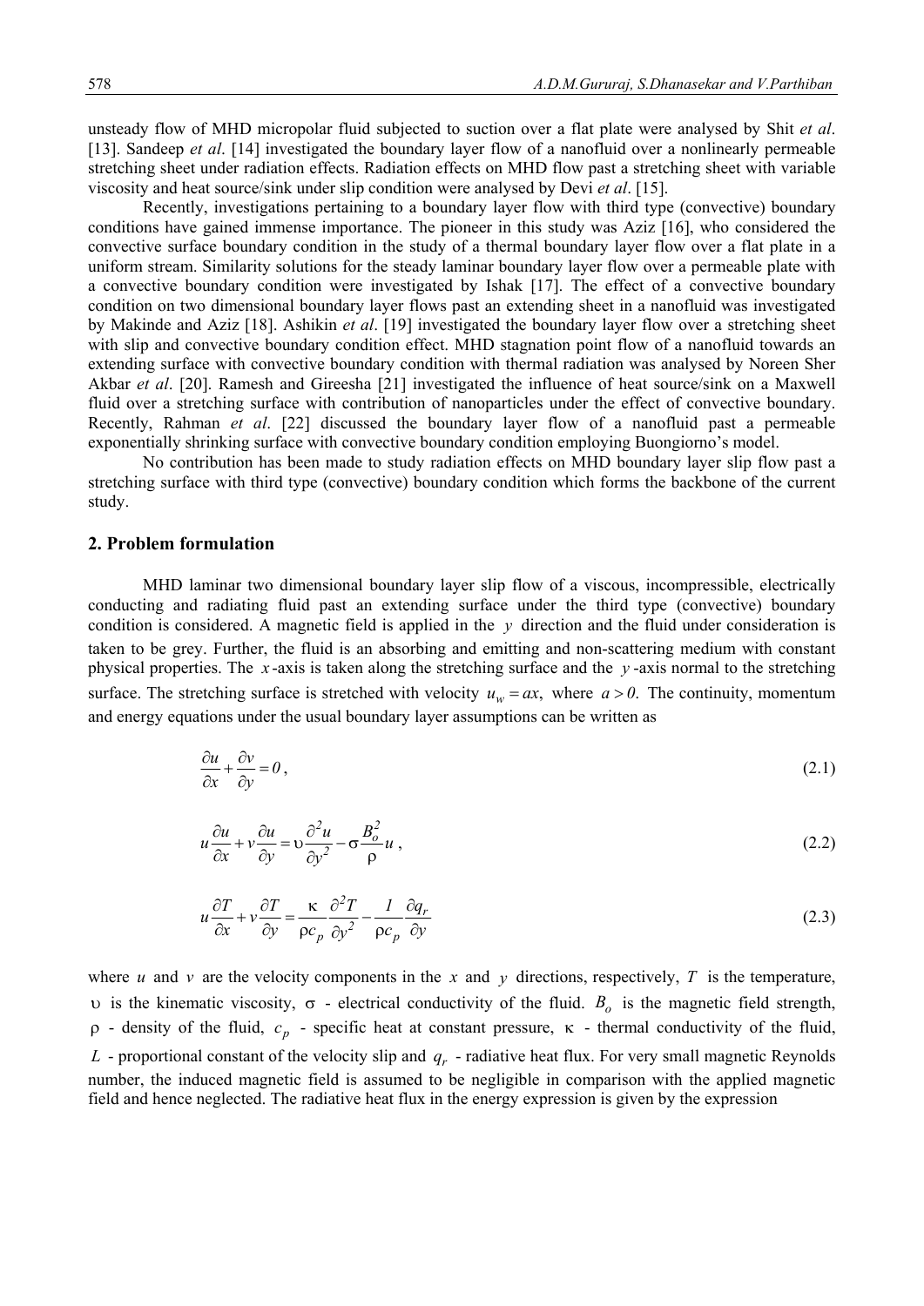unsteady flow of MHD micropolar fluid subjected to suction over a flat plate were analysed by Shit *et al*. [13]. Sandeep *et al*. [14] investigated the boundary layer flow of a nanofluid over a nonlinearly permeable stretching sheet under radiation effects. Radiation effects on MHD flow past a stretching sheet with variable viscosity and heat source/sink under slip condition were analysed by Devi *et al*. [15].

Recently, investigations pertaining to a boundary layer flow with third type (convective) boundary conditions have gained immense importance. The pioneer in this study was Aziz [16], who considered the convective surface boundary condition in the study of a thermal boundary layer flow over a flat plate in a uniform stream. Similarity solutions for the steady laminar boundary layer flow over a permeable plate with a convective boundary condition were investigated by Ishak [17]. The effect of a convective boundary condition on two dimensional boundary layer flows past an extending sheet in a nanofluid was investigated by Makinde and Aziz [18]. Ashikin *et al*. [19] investigated the boundary layer flow over a stretching sheet with slip and convective boundary condition effect. MHD stagnation point flow of a nanofluid towards an extending surface with convective boundary condition with thermal radiation was analysed by Noreen Sher Akbar *et al*. [20]. Ramesh and Gireesha [21] investigated the influence of heat source/sink on a Maxwell fluid over a stretching surface with contribution of nanoparticles under the effect of convective boundary. Recently, Rahman *et al*. [22] discussed the boundary layer flow of a nanofluid past a permeable exponentially shrinking surface with convective boundary condition employing Buongiorno's model.

No contribution has been made to study radiation effects on MHD boundary layer slip flow past a stretching surface with third type (convective) boundary condition which forms the backbone of the current study.

## 2. Problem formulation

MHD laminar two dimensional boundary layer slip flow of a viscous, incompressible, electrically conducting and radiating fluid past an extending surface under the third type (convective) boundary condition is considered. A magnetic field is applied in the $y$ direction and the fluid under consideration is taken to be grey. Further, the fluid is an absorbing and emitting and non-scattering medium with constant physical properties. The $x$-axis is taken along the stretching surface and the $y$-axis normal to the stretching surface. The stretching surface is stretched with velocity $u_w = ax$, where $a > 0$. The continuity, momentum and energy equations under the usual boundary layer assumptions can be written as

$$\frac{\partial u}{\partial x} + \frac{\partial v}{\partial y} = 0\,, \tag{2.1}$$

$$u\frac{\partial u}{\partial x} + v\frac{\partial u}{\partial y} = \upsilon\frac{\partial^2 u}{\partial y^2} - \sigma\frac{B_o^2}{\rho}u\,, \tag{2.2}$$

$$u\frac{\partial T}{\partial x} + v\frac{\partial T}{\partial y} = \frac{\kappa}{\rho c_p}\frac{\partial^2 T}{\partial y^2} - \frac{1}{\rho c_p}\frac{\partial q_r}{\partial y} \tag{2.3}$$

where $u$ and $v$ are the velocity components in the $x$ and $y$ directions, respectively, $T$ is the temperature, $\upsilon$ is the kinematic viscosity, $\sigma$ - electrical conductivity of the fluid. $B_o$ is the magnetic field strength, $\rho$ - density of the fluid, $c_p$ - specific heat at constant pressure, $\kappa$ - thermal conductivity of the fluid, $L$ - proportional constant of the velocity slip and $q_r$ - radiative heat flux. For very small magnetic Reynolds number, the induced magnetic field is assumed to be negligible in comparison with the applied magnetic field and hence neglected. The radiative heat flux in the energy expression is given by the expression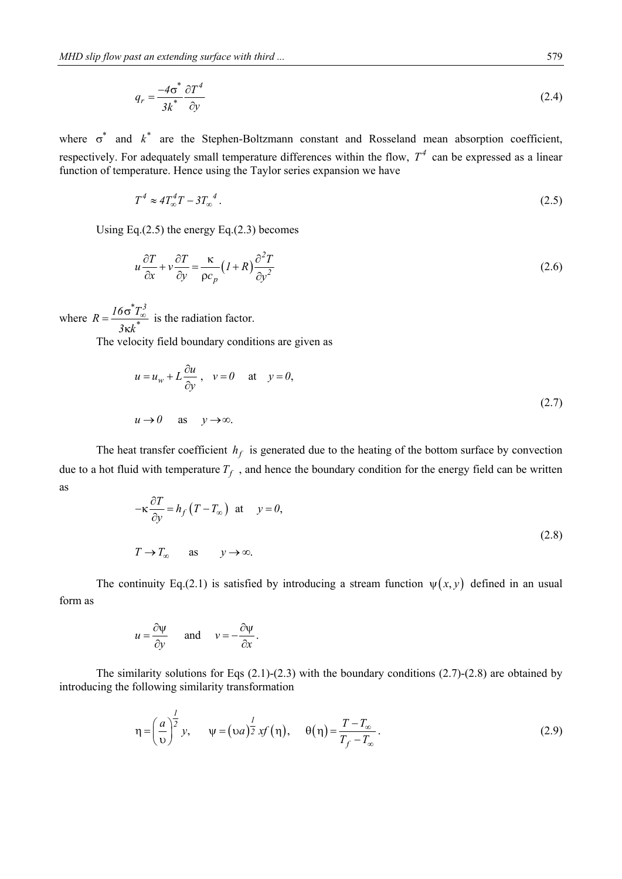$$q_r = \frac{-4\sigma^*}{3k^*}\frac{\partial T^4}{\partial y} \tag{2.4}$$

where $\sigma^*$ and $k^*$ are the Stephen-Boltzmann constant and Rosseland mean absorption coefficient, respectively. For adequately small temperature differences within the flow, $T^4$ can be expressed as a linear function of temperature. Hence using the Taylor series expansion we have

$$T^4 \approx 4T_\infty^4 T - 3T_\infty{}^4 . \tag{2.5}$$

Using Eq.(2.5) the energy Eq.(2.3) becomes

$$u\frac{\partial T}{\partial x} + v\frac{\partial T}{\partial y} = \frac{\kappa}{\rho c_p}\left(1+R\right)\frac{\partial^2 T}{\partial y^2} \tag{2.6}$$

where $R = \dfrac{16\sigma^* T_\infty^3}{3\kappa k^*}$ is the radiation factor.

The velocity field boundary conditions are given as

$$u = u_w + L\frac{\partial u}{\partial y}, \quad v = 0 \quad \text{at} \quad y = 0,$$

$$u \to 0 \quad \text{as} \quad y \to \infty. \tag{2.7}$$

The heat transfer coefficient $h_f$ is generated due to the heating of the bottom surface by convection due to a hot fluid with temperature $T_f$ , and hence the boundary condition for the energy field can be written as

$$-\kappa\frac{\partial T}{\partial y} = h_f\left(T - T_\infty\right) \quad \text{at} \quad y = 0,$$

$$T \to T_\infty \quad \text{as} \quad y \to \infty. \tag{2.8}$$

The continuity Eq.(2.1) is satisfied by introducing a stream function $\psi(x, y)$ defined in an usual form as

$$u = \frac{\partial \psi}{\partial y} \quad \text{and} \quad v = -\frac{\partial \psi}{\partial x}.$$

The similarity solutions for Eqs (2.1)-(2.3) with the boundary conditions (2.7)-(2.8) are obtained by introducing the following similarity transformation

$$\eta = \left(\frac{a}{\upsilon}\right)^{\frac{1}{2}} y, \quad \psi = \left(\upsilon a\right)^{\frac{1}{2}} x f\left(\eta\right), \quad \theta\left(\eta\right) = \frac{T - T_\infty}{T_f - T_\infty}. \tag{2.9}$$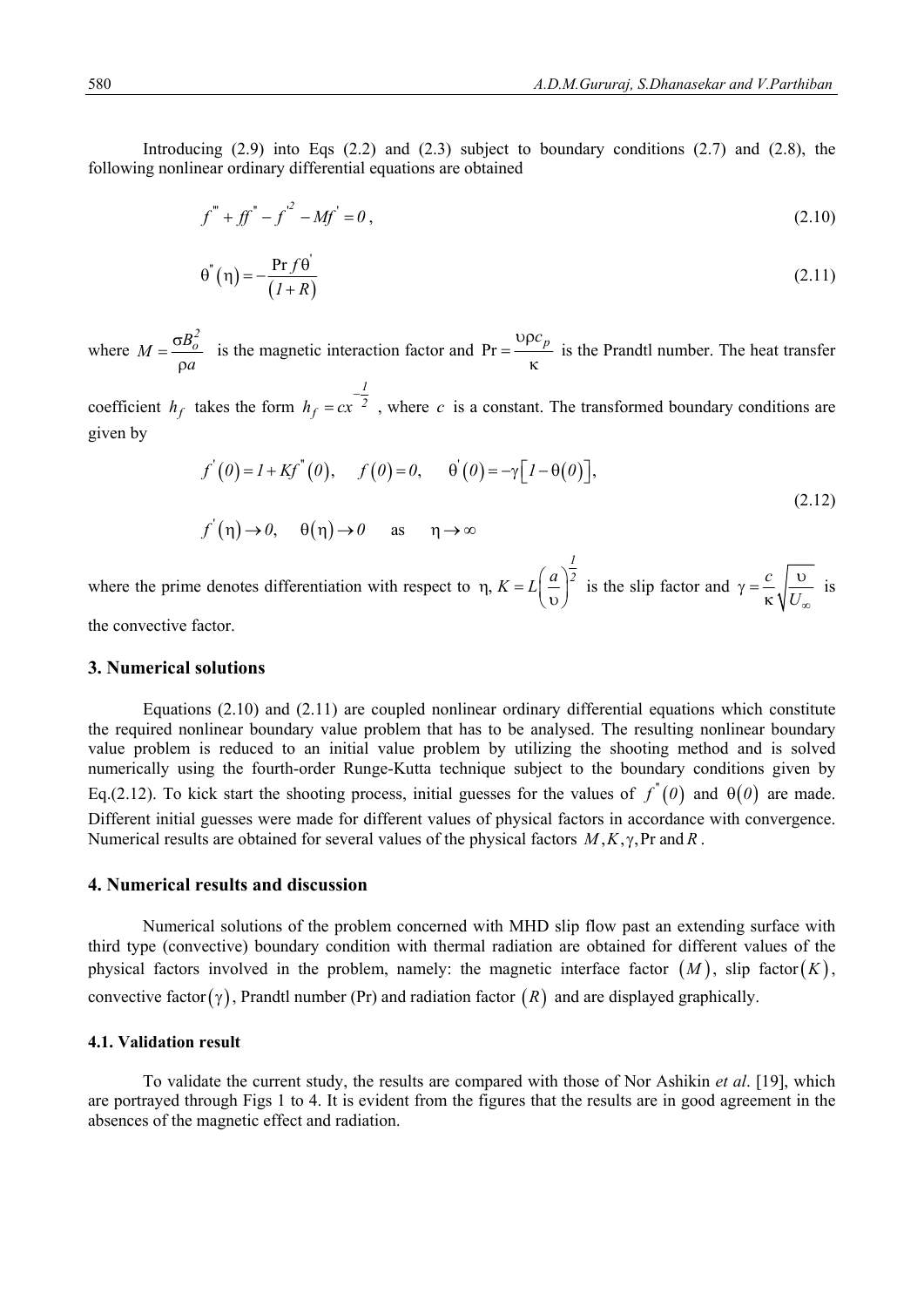Introducing (2.9) into Eqs (2.2) and (2.3) subject to boundary conditions (2.7) and (2.8), the following nonlinear ordinary differential equations are obtained

$$f''' + ff'' - f'^{2} - Mf' = 0\,, \tag{2.10}$$

$$\theta''(\eta) = -\frac{\Pr f\theta'}{(1+R)} \tag{2.11}$$

where $M = \dfrac{\sigma B_o^2}{\rho a}$ is the magnetic interaction factor and $\Pr = \dfrac{\upsilon\rho c_p}{\kappa}$ is the Prandtl number. The heat transfer coefficient $h_f$ takes the form $h_f = cx^{-\frac{1}{2}}$, where $c$ is a constant. The transformed boundary conditions are given by

$$\begin{gathered} f'(0) = 1 + Kf''(0), \quad f(0) = 0, \quad \theta'(0) = -\gamma\left[1-\theta(0)\right], \\ f'(\eta) \to 0, \quad \theta(\eta) \to 0 \quad \text{as} \quad \eta \to \infty \end{gathered} \tag{2.12}$$

where the prime denotes differentiation with respect to $\eta$, $K = L\left(\dfrac{a}{\upsilon}\right)^{\frac{1}{2}}$ is the slip factor and $\gamma = \dfrac{c}{\kappa}\sqrt{\dfrac{\upsilon}{U_\infty}}$ is the convective factor.

## 3. Numerical solutions

Equations (2.10) and (2.11) are coupled nonlinear ordinary differential equations which constitute the required nonlinear boundary value problem that has to be analysed. The resulting nonlinear boundary value problem is reduced to an initial value problem by utilizing the shooting method and is solved numerically using the fourth-order Runge-Kutta technique subject to the boundary conditions given by Eq.(2.12). To kick start the shooting process, initial guesses for the values of $f''(0)$ and $\theta(0)$ are made. Different initial guesses were made for different values of physical factors in accordance with convergence. Numerical results are obtained for several values of the physical factors $M, K, \gamma, \Pr$ and $R$.

## 4. Numerical results and discussion

Numerical solutions of the problem concerned with MHD slip flow past an extending surface with third type (convective) boundary condition with thermal radiation are obtained for different values of the physical factors involved in the problem, namely: the magnetic interface factor $(M)$, slip factor $(K)$, convective factor $(\gamma)$, Prandtl number (Pr) and radiation factor $(R)$ and are displayed graphically.

### 4.1. Validation result

To validate the current study, the results are compared with those of Nor Ashikin *et al*. [19], which are portrayed through Figs 1 to 4. It is evident from the figures that the results are in good agreement in the absences of the magnetic effect and radiation.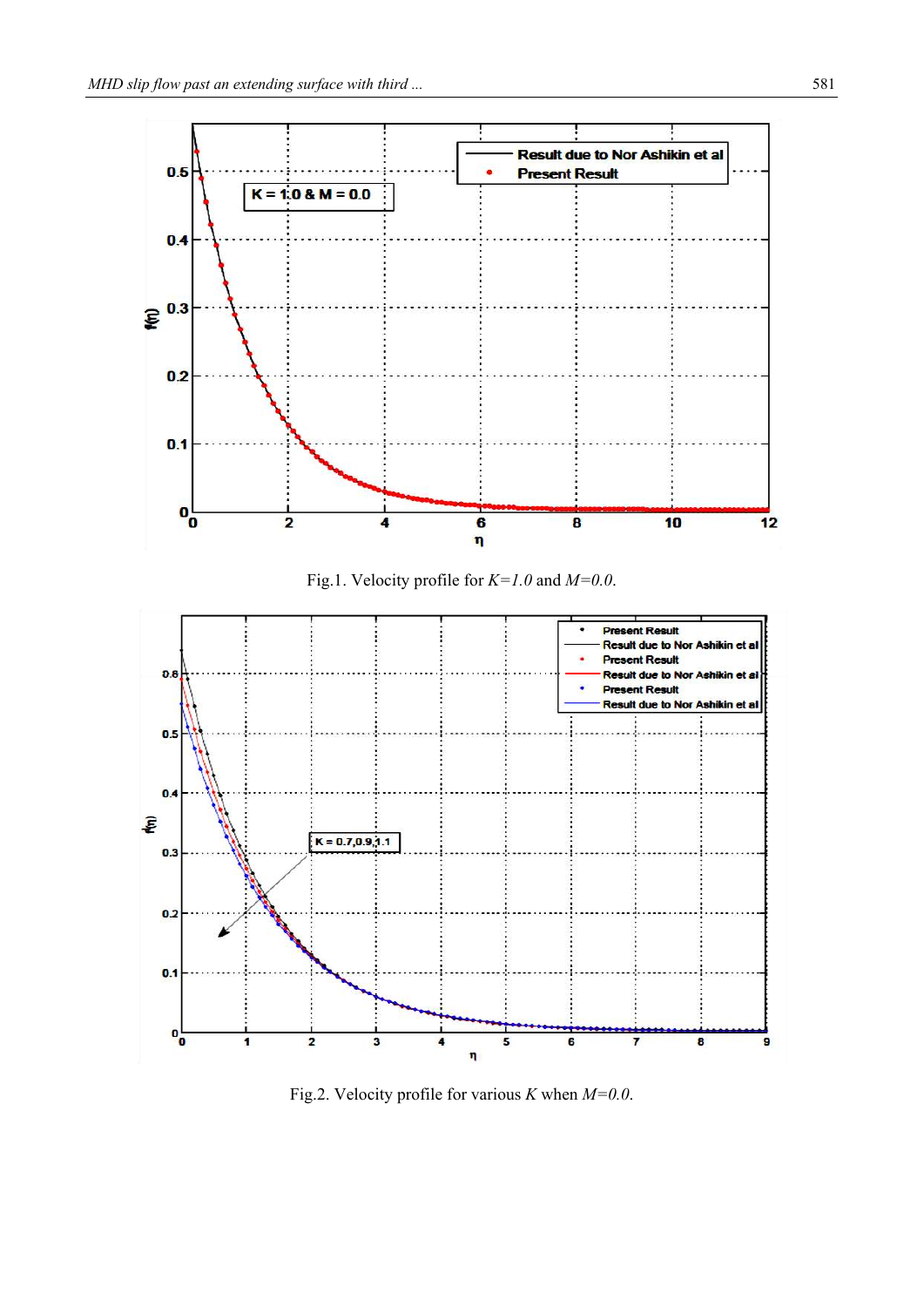Result due to Nor Ashikin et al

Present Result

K = 1.0 & M = 0.0

f(η)

η

0 2 4 6 8 10 12

0 0.1 0.2 0.3 0.4 0.5

Fig.1. Velocity profile for $K=1.0$ and $M=0.0$.

Present Result

Result due to Nor Ashikin et al

Present Result

Result due to Nor Ashikin et al

Present Result

Result due to Nor Ashikin et al

K = 0.7,0.9,1.1

f(η)

η

0 1 2 3 4 5 6 7 8 9

0 0.1 0.2 0.3 0.4 0.5 0.6

Fig.2. Velocity profile for various $K$ when $M=0.0$.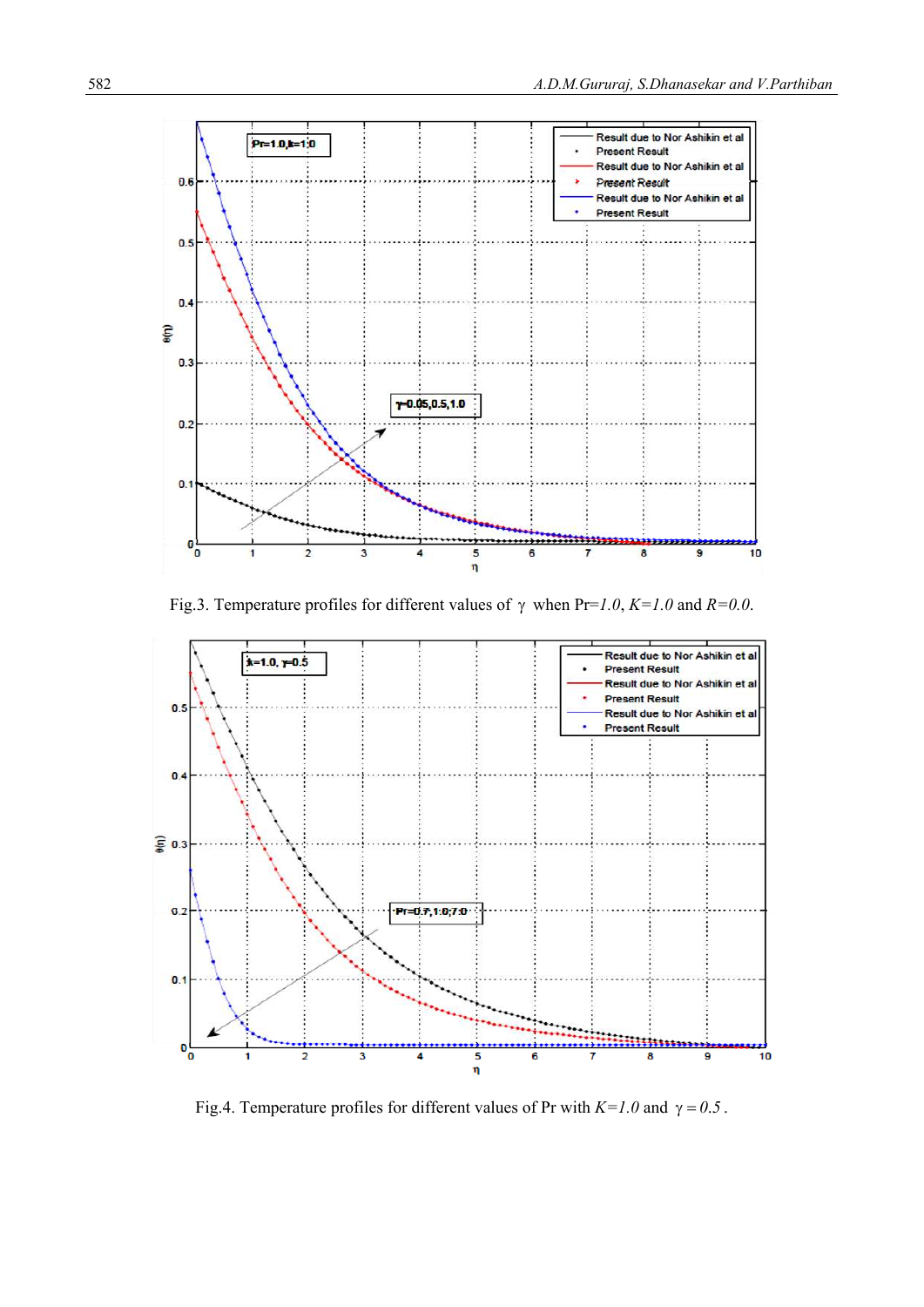Pr=1.0,k=1.0

Result due to Nor Ashikin et al

Present Result

Result due to Nor Ashikin et al

Present Result

Result due to Nor Ashikin et al

Present Result

γ=0.05,0.5,1.0

θ(η)

η

Fig.3. Temperature profiles for different values of $\gamma$ when Pr=*1.0*, *K=1.0* and *R=0.0.*

k=1.0, γ=0.5

Result due to Nor Ashikin et al

Present Result

Result due to Nor Ashikin et al

Present Result

Result due to Nor Ashikin et al

Present Result

Pr=0.7,1.0,7.0

θ(η)

η

Fig.4. Temperature profiles for different values of Pr with *K=1.0* and $\gamma = 0.5$.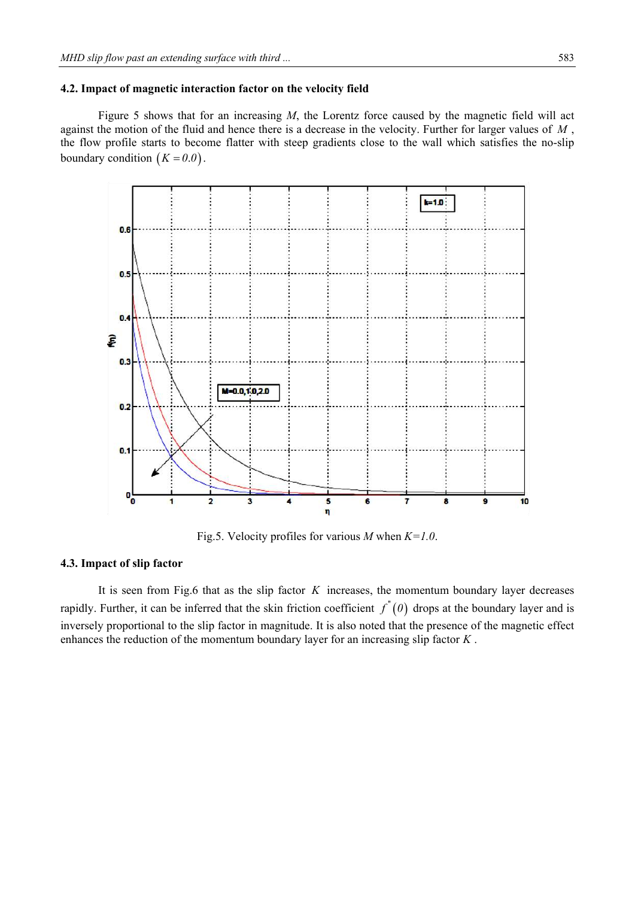### 4.2. Impact of magnetic interaction factor on the velocity field

Figure 5 shows that for an increasing *M*, the Lorentz force caused by the magnetic field will act against the motion of the fluid and hence there is a decrease in the velocity. Further for larger values of $M$, the flow profile starts to become flatter with steep gradients close to the wall which satisfies the no-slip boundary condition $(K = 0.0)$.

k=1.0

M=0.0,1.0,2.0

f'(η)

η

0
0.1
0.2
0.3
0.4
0.5
0.6

0 1 2 3 4 5 6 7 8 9 10

Fig.5. Velocity profiles for various *M* when *K=1.0*.

### 4.3. Impact of slip factor

It is seen from Fig.6 that as the slip factor $K$ increases, the momentum boundary layer decreases rapidly. Further, it can be inferred that the skin friction coefficient $f''(0)$ drops at the boundary layer and is inversely proportional to the slip factor in magnitude. It is also noted that the presence of the magnetic effect enhances the reduction of the momentum boundary layer for an increasing slip factor $K$.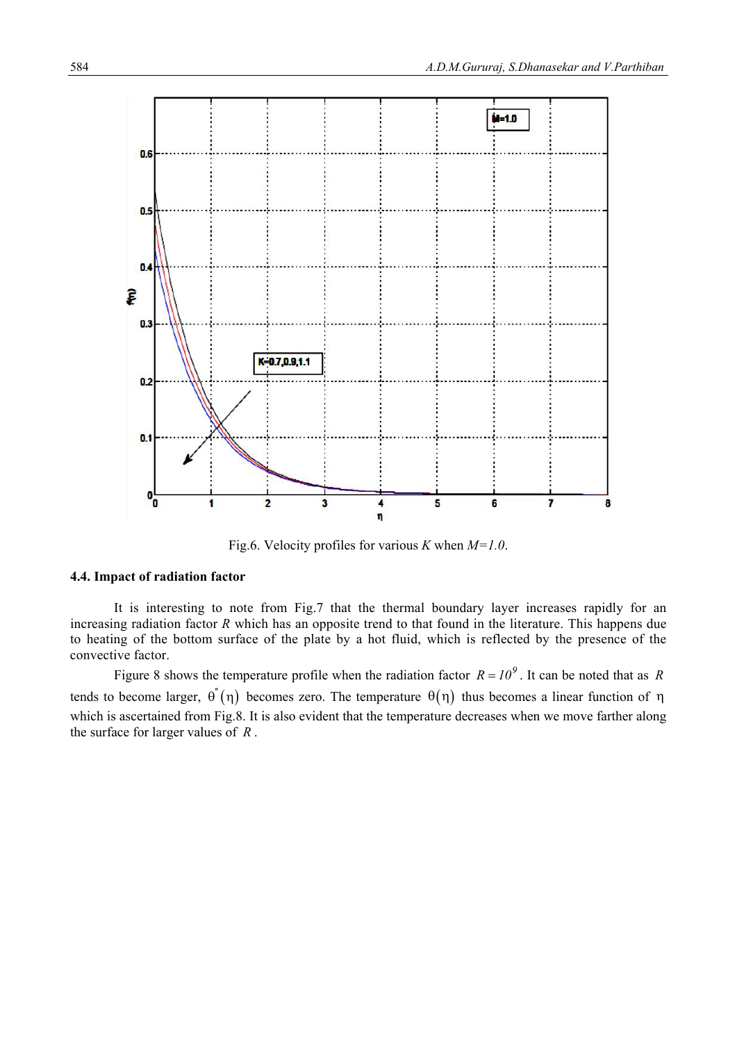M=1.0

K=0.7,0.9,1.1

f'(η)

η

Fig.6. Velocity profiles for various $K$ when $M=1.0$.

### 4.4. Impact of radiation factor

It is interesting to note from Fig.7 that the thermal boundary layer increases rapidly for an increasing radiation factor $R$ which has an opposite trend to that found in the literature. This happens due to heating of the bottom surface of the plate by a hot fluid, which is reflected by the presence of the convective factor.

Figure 8 shows the temperature profile when the radiation factor $R = 10^9$. It can be noted that as $R$ tends to become larger, $\theta''(\eta)$ becomes zero. The temperature $\theta(\eta)$ thus becomes a linear function of $\eta$ which is ascertained from Fig.8. It is also evident that the temperature decreases when we move farther along the surface for larger values of $R$.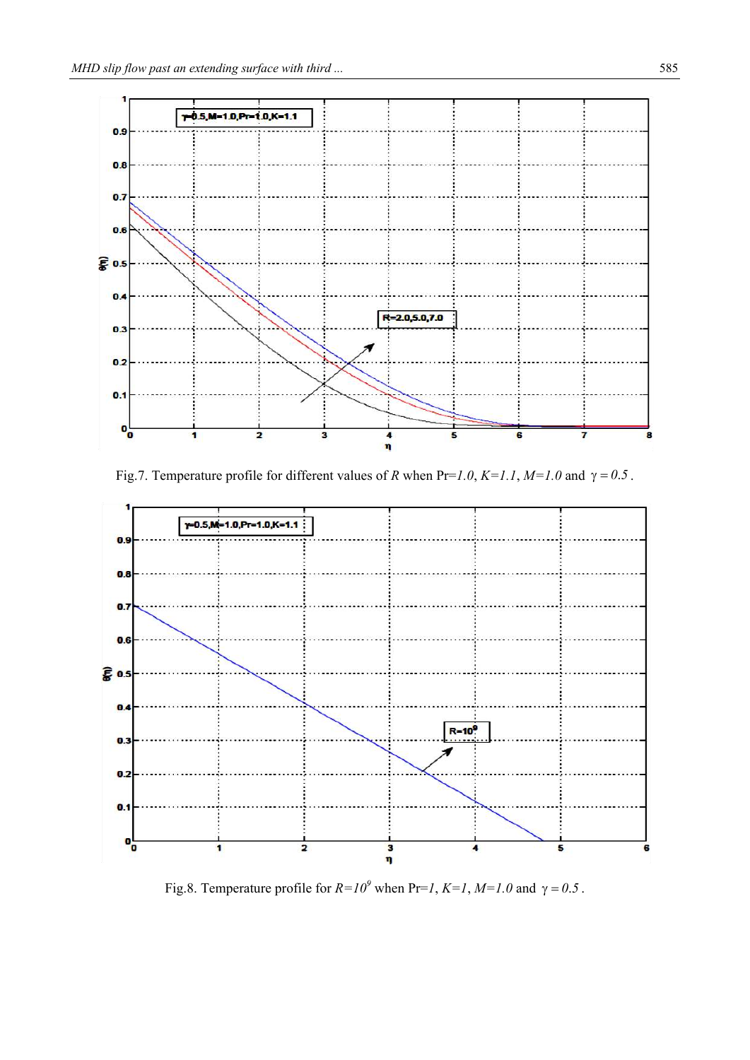γ=0.5,M=1.0,Pr=1.0,K=1.1

R=2.0,5.0,7.0

θ(η)

η

Fig.7. Temperature profile for different values of $R$ when $Pr=1.0$, $K=1.1$, $M=1.0$ and $\gamma = 0.5$.

γ=0.5,M=1.0,Pr=1.0,K=1.1

R=10[9]

θ(η)

η

Fig.8. Temperature profile for $R=10^9$ when $Pr=1$, $K=1$, $M=1.0$ and $\gamma = 0.5$.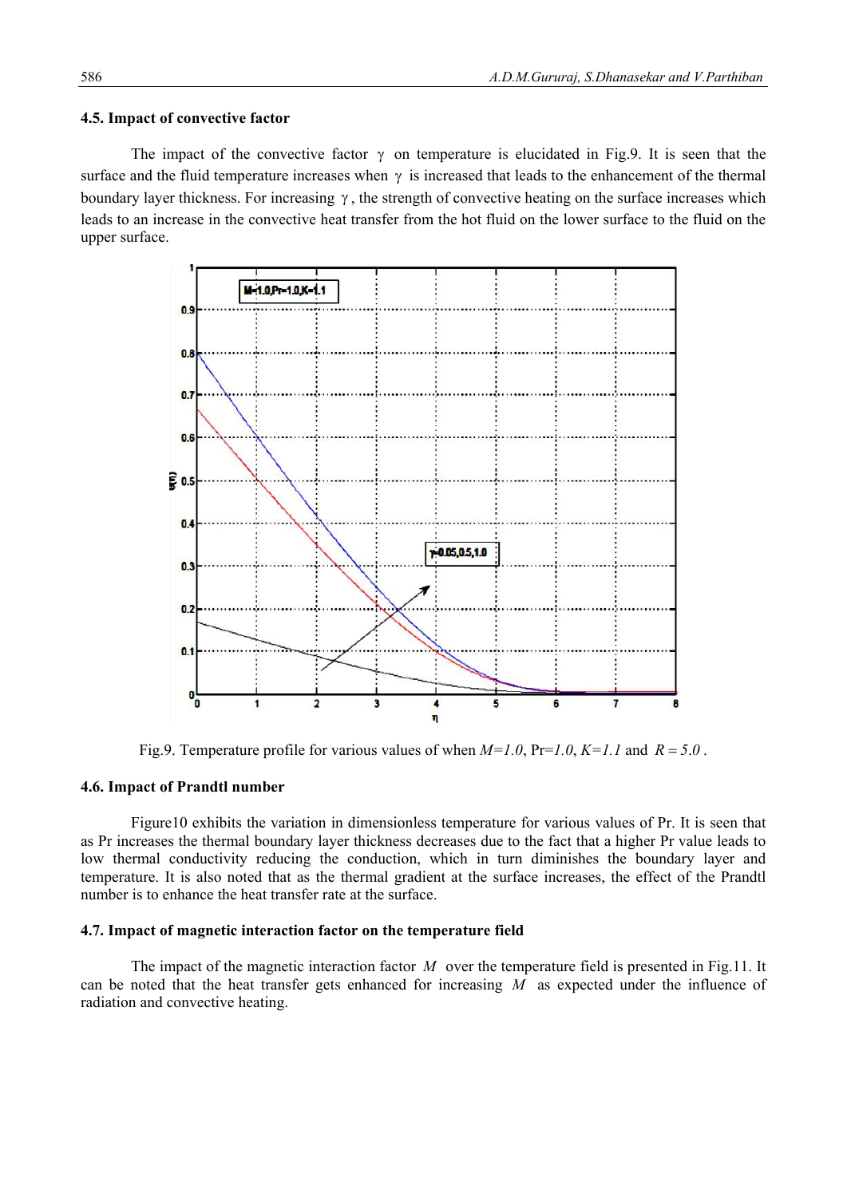### 4.5. Impact of convective factor

The impact of the convective factor $\gamma$ on temperature is elucidated in Fig.9. It is seen that the surface and the fluid temperature increases when $\gamma$ is increased that leads to the enhancement of the thermal boundary layer thickness. For increasing $\gamma$, the strength of convective heating on the surface increases which leads to an increase in the convective heat transfer from the hot fluid on the lower surface to the fluid on the upper surface.

M=1.0,Pr=1.0,K=1.1

γ=0.05,0.5,1.0

θ(η)

η

Fig.9. Temperature profile for various values of when $M=1.0$, Pr$=1.0$, $K=1.1$ and $R = 5.0$ .

### 4.6. Impact of Prandtl number

Figure10 exhibits the variation in dimensionless temperature for various values of Pr. It is seen that as Pr increases the thermal boundary layer thickness decreases due to the fact that a higher Pr value leads to low thermal conductivity reducing the conduction, which in turn diminishes the boundary layer and temperature. It is also noted that as the thermal gradient at the surface increases, the effect of the Prandtl number is to enhance the heat transfer rate at the surface.

### 4.7. Impact of magnetic interaction factor on the temperature field

The impact of the magnetic interaction factor $M$ over the temperature field is presented in Fig.11. It can be noted that the heat transfer gets enhanced for increasing $M$ as expected under the influence of radiation and convective heating.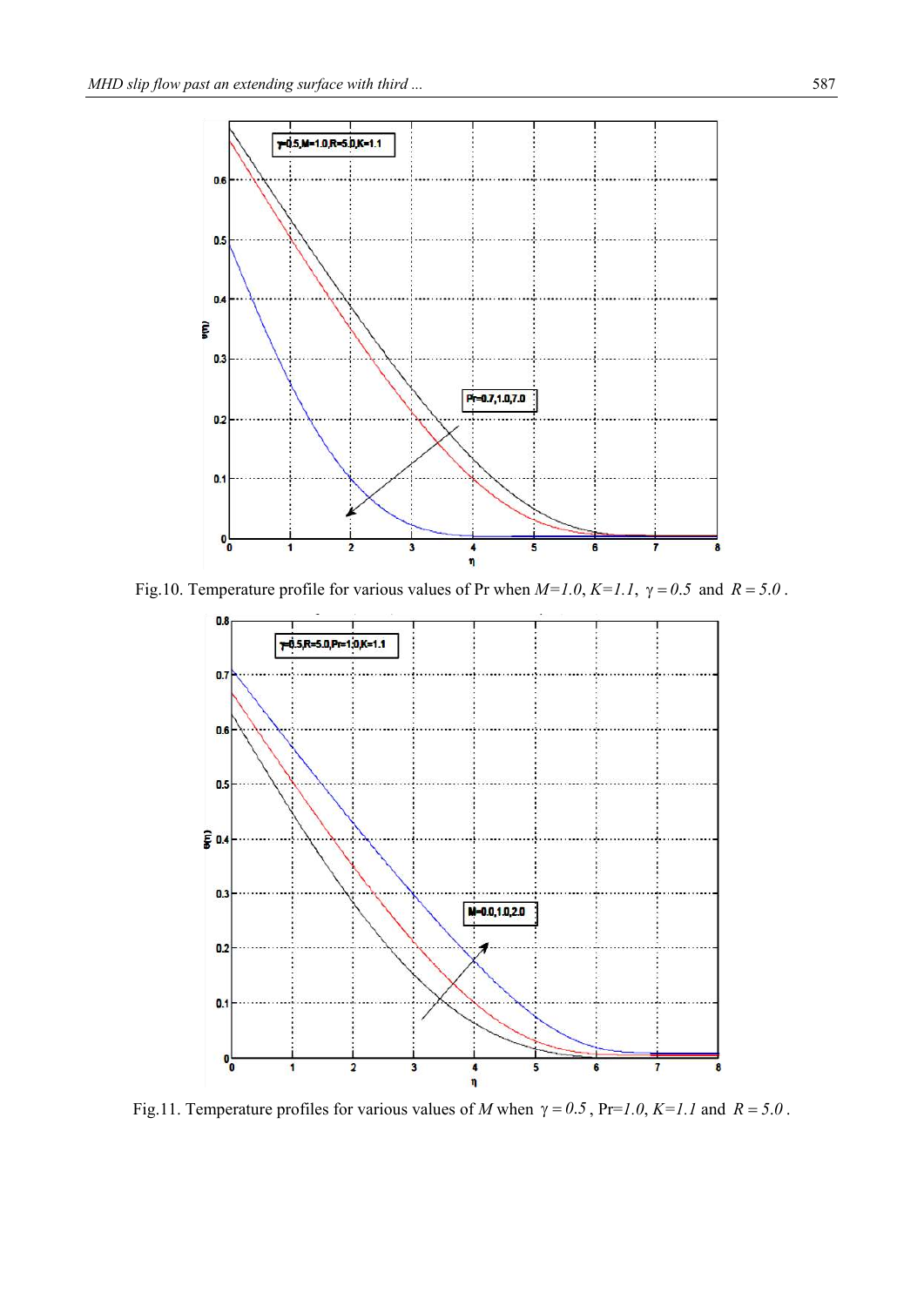γ=0.5,M=1.0,R=5.0,K=1.1

Pr=0.7,1.0,7.0

θ(η)

η

Fig.10. Temperature profile for various values of Pr when $M=1.0$, $K=1.1$, $\gamma=0.5$ and $R=5.0$.

γ=0.5,R=5.0,Pr=1.0,K=1.1

M=0.0,1.0,2.0

θ(η)

η

Fig.11. Temperature profiles for various values of $M$ when $\gamma=0.5$, Pr$=1.0$, $K=1.1$ and $R=5.0$.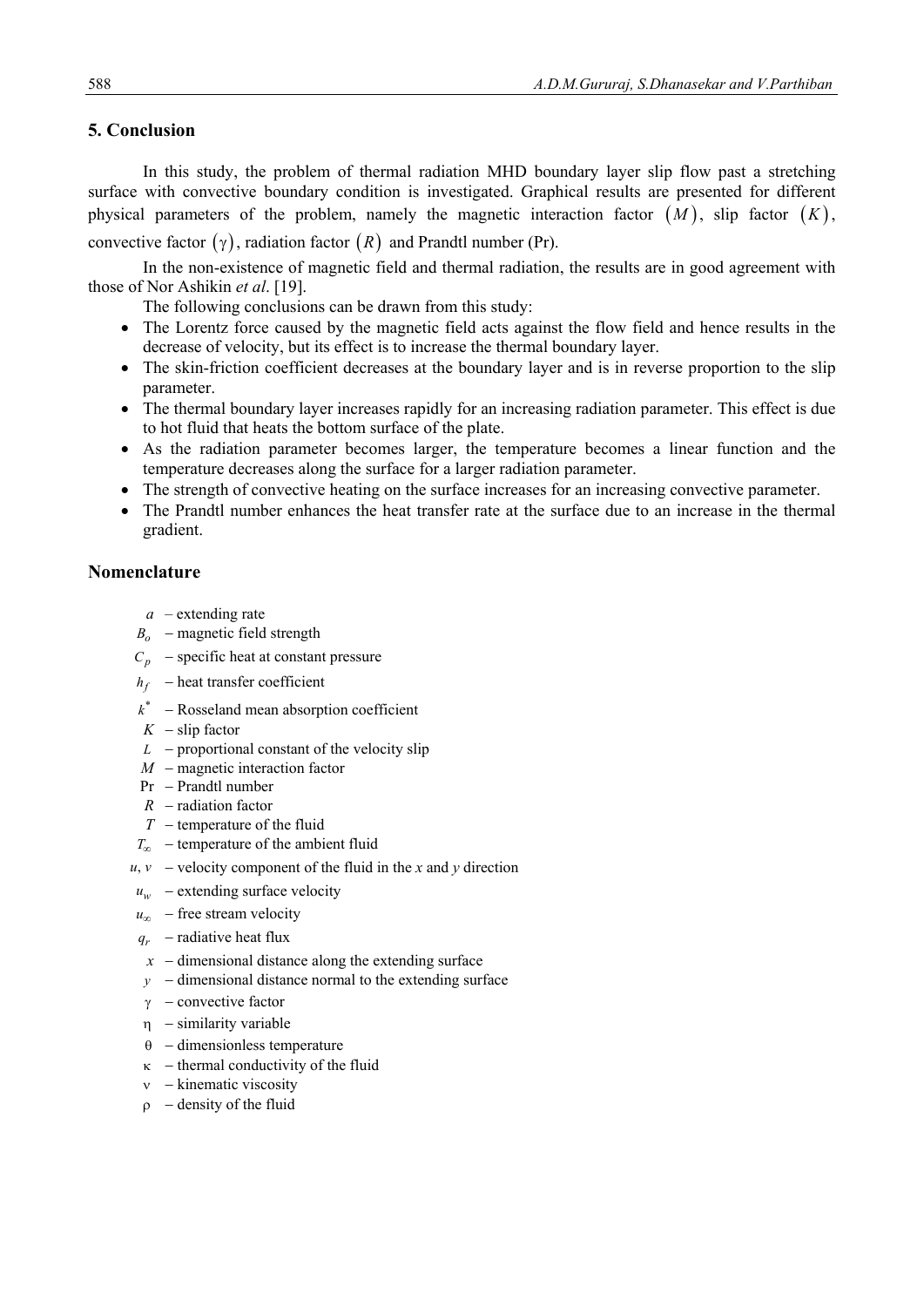## 5. Conclusion

In this study, the problem of thermal radiation MHD boundary layer slip flow past a stretching surface with convective boundary condition is investigated. Graphical results are presented for different physical parameters of the problem, namely the magnetic interaction factor $(M)$, slip factor $(K)$, convective factor $(\gamma)$, radiation factor $(R)$ and Prandtl number (Pr).

In the non-existence of magnetic field and thermal radiation, the results are in good agreement with those of Nor Ashikin *et al*. [19].

The following conclusions can be drawn from this study:

- The Lorentz force caused by the magnetic field acts against the flow field and hence results in the decrease of velocity, but its effect is to increase the thermal boundary layer.
- The skin-friction coefficient decreases at the boundary layer and is in reverse proportion to the slip parameter.
- The thermal boundary layer increases rapidly for an increasing radiation parameter. This effect is due to hot fluid that heats the bottom surface of the plate.
- As the radiation parameter becomes larger, the temperature becomes a linear function and the temperature decreases along the surface for a larger radiation parameter.
- The strength of convective heating on the surface increases for an increasing convective parameter.
- The Prandtl number enhances the heat transfer rate at the surface due to an increase in the thermal gradient.

## Nomenclature

$a$ – extending rate
$B_o$ – magnetic field strength
$C_p$ – specific heat at constant pressure
$h_f$ – heat transfer coefficient
$k^*$ – Rosseland mean absorption coefficient
$K$ – slip factor
$L$ – proportional constant of the velocity slip
$M$ – magnetic interaction factor
Pr – Prandtl number
$R$ – radiation factor
$T$ – temperature of the fluid
$T_\infty$ – temperature of the ambient fluid
$u, v$ – velocity component of the fluid in the $x$ and $y$ direction
$u_w$ – extending surface velocity
$u_\infty$ – free stream velocity
$q_r$ – radiative heat flux
$x$ – dimensional distance along the extending surface
$y$ – dimensional distance normal to the extending surface
$\gamma$ – convective factor
$\eta$ – similarity variable
$\theta$ – dimensionless temperature
$\kappa$ – thermal conductivity of the fluid
$\nu$ – kinematic viscosity
$\rho$ – density of the fluid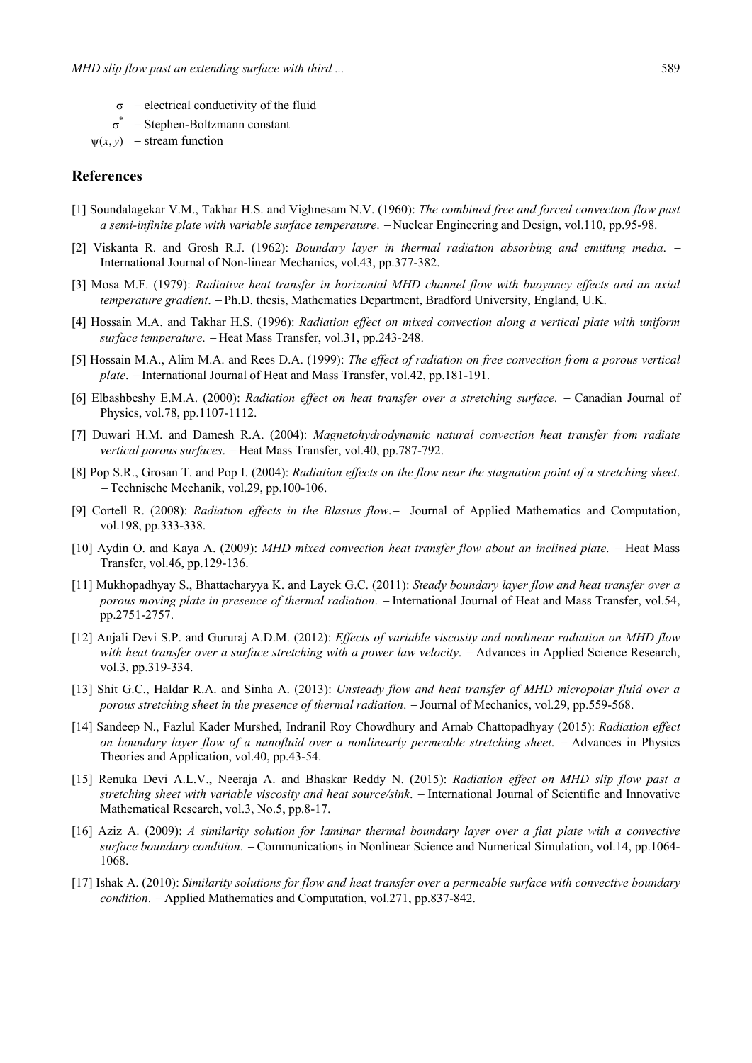$\sigma$ – electrical conductivity of the fluid

$\sigma^*$ – Stephen-Boltzmann constant

$\psi(x, y)$ – stream function

## References

[1] Soundalagekar V.M., Takhar H.S. and Vighnesam N.V. (1960): *The combined free and forced convection flow past a semi-infinite plate with variable surface temperature*. – Nuclear Engineering and Design, vol.110, pp.95-98.

[2] Viskanta R. and Grosh R.J. (1962): *Boundary layer in thermal radiation absorbing and emitting media*. – International Journal of Non-linear Mechanics, vol.43, pp.377-382.

[3] Mosa M.F. (1979): *Radiative heat transfer in horizontal MHD channel flow with buoyancy effects and an axial temperature gradient*. – Ph.D. thesis, Mathematics Department, Bradford University, England, U.K.

[4] Hossain M.A. and Takhar H.S. (1996): *Radiation effect on mixed convection along a vertical plate with uniform surface temperature*. – Heat Mass Transfer, vol.31, pp.243-248.

[5] Hossain M.A., Alim M.A. and Rees D.A. (1999): *The effect of radiation on free convection from a porous vertical plate*. – International Journal of Heat and Mass Transfer, vol.42, pp.181-191.

[6] Elbashbeshy E.M.A. (2000): *Radiation effect on heat transfer over a stretching surface*. – Canadian Journal of Physics, vol.78, pp.1107-1112.

[7] Duwari H.M. and Damesh R.A. (2004): *Magnetohydrodynamic natural convection heat transfer from radiate vertical porous surfaces*. – Heat Mass Transfer, vol.40, pp.787-792.

[8] Pop S.R., Grosan T. and Pop I. (2004): *Radiation effects on the flow near the stagnation point of a stretching sheet*. – Technische Mechanik, vol.29, pp.100-106.

[9] Cortell R. (2008): *Radiation effects in the Blasius flow*. – Journal of Applied Mathematics and Computation, vol.198, pp.333-338.

[10] Aydin O. and Kaya A. (2009): *MHD mixed convection heat transfer flow about an inclined plate*. – Heat Mass Transfer, vol.46, pp.129-136.

[11] Mukhopadhyay S., Bhattacharyya K. and Layek G.C. (2011): *Steady boundary layer flow and heat transfer over a porous moving plate in presence of thermal radiation*. – International Journal of Heat and Mass Transfer, vol.54, pp.2751-2757.

[12] Anjali Devi S.P. and Gururaj A.D.M. (2012): *Effects of variable viscosity and nonlinear radiation on MHD flow with heat transfer over a surface stretching with a power law velocity*. – Advances in Applied Science Research, vol.3, pp.319-334.

[13] Shit G.C., Haldar R.A. and Sinha A. (2013): *Unsteady flow and heat transfer of MHD micropolar fluid over a porous stretching sheet in the presence of thermal radiation*. – Journal of Mechanics, vol.29, pp.559-568.

[14] Sandeep N., Fazlul Kader Murshed, Indranil Roy Chowdhury and Arnab Chattopadhyay (2015): *Radiation effect on boundary layer flow of a nanofluid over a nonlinearly permeable stretching sheet*. – Advances in Physics Theories and Application, vol.40, pp.43-54.

[15] Renuka Devi A.L.V., Neeraja A. and Bhaskar Reddy N. (2015): *Radiation effect on MHD slip flow past a stretching sheet with variable viscosity and heat source/sink*. – International Journal of Scientific and Innovative Mathematical Research, vol.3, No.5, pp.8-17.

[16] Aziz A. (2009): *A similarity solution for laminar thermal boundary layer over a flat plate with a convective surface boundary condition*. – Communications in Nonlinear Science and Numerical Simulation, vol.14, pp.1064-1068.

[17] Ishak A. (2010): *Similarity solutions for flow and heat transfer over a permeable surface with convective boundary condition*. – Applied Mathematics and Computation, vol.271, pp.837-842.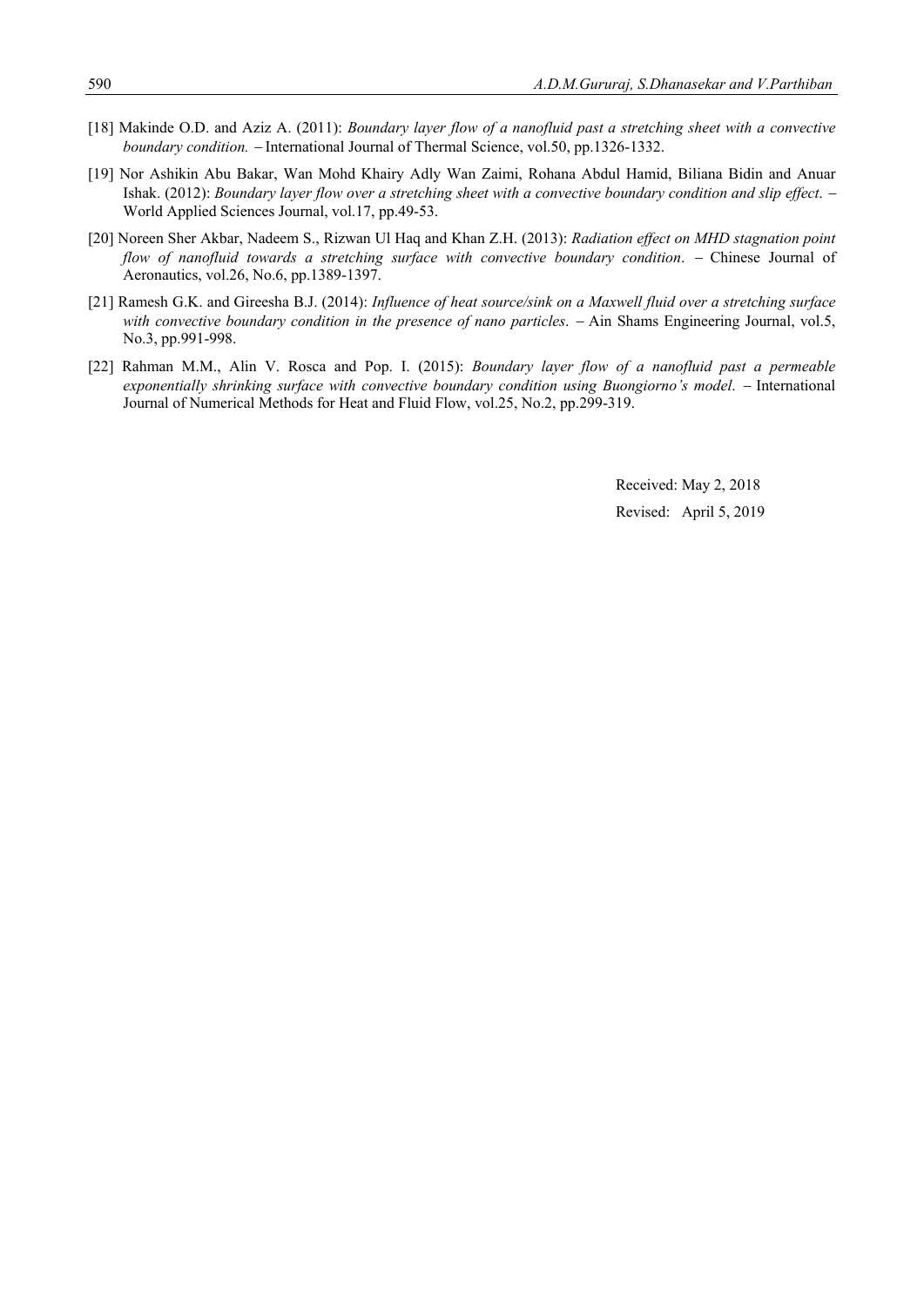[18] Makinde O.D. and Aziz A. (2011): *Boundary layer flow of a nanofluid past a stretching sheet with a convective boundary condition.* – International Journal of Thermal Science, vol.50, pp.1326-1332.

[19] Nor Ashikin Abu Bakar, Wan Mohd Khairy Adly Wan Zaimi, Rohana Abdul Hamid, Biliana Bidin and Anuar Ishak. (2012): *Boundary layer flow over a stretching sheet with a convective boundary condition and slip effect*. – World Applied Sciences Journal, vol.17, pp.49-53.

[20] Noreen Sher Akbar, Nadeem S., Rizwan Ul Haq and Khan Z.H. (2013): *Radiation effect on MHD stagnation point flow of nanofluid towards a stretching surface with convective boundary condition*. – Chinese Journal of Aeronautics, vol.26, No.6, pp.1389-1397.

[21] Ramesh G.K. and Gireesha B.J. (2014): *Influence of heat source/sink on a Maxwell fluid over a stretching surface with convective boundary condition in the presence of nano particles*. – Ain Shams Engineering Journal, vol.5, No.3, pp.991-998.

[22] Rahman M.M., Alin V. Rosca and Pop. I. (2015): *Boundary layer flow of a nanofluid past a permeable exponentially shrinking surface with convective boundary condition using Buongiorno's model*. – International Journal of Numerical Methods for Heat and Fluid Flow, vol.25, No.2, pp.299-319.

Received: May 2, 2018
Revised: April 5, 2019